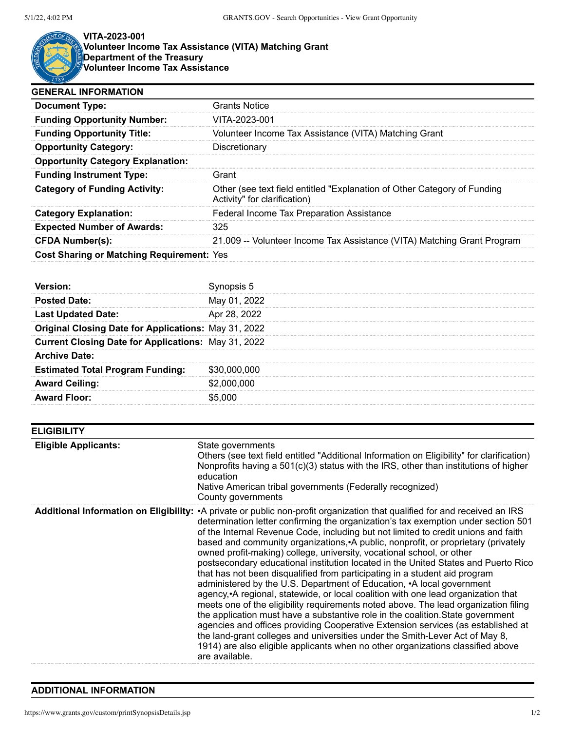**VITA-2023-001**
**Volunteer Income Tax Assistance (VITA) Matching Grant**
**Department of the Treasury**
**Volunteer Income Tax Assistance**

## GENERAL INFORMATION

| | |
|---|---|
| **Document Type:** | Grants Notice |
| **Funding Opportunity Number:** | VITA-2023-001 |
| **Funding Opportunity Title:** | Volunteer Income Tax Assistance (VITA) Matching Grant |
| **Opportunity Category:** | Discretionary |
| **Opportunity Category Explanation:** | |
| **Funding Instrument Type:** | Grant |
| **Category of Funding Activity:** | Other (see text field entitled "Explanation of Other Category of Funding Activity" for clarification) |
| **Category Explanation:** | Federal Income Tax Preparation Assistance |
| **Expected Number of Awards:** | 325 |
| **CFDA Number(s):** | 21.009 -- Volunteer Income Tax Assistance (VITA) Matching Grant Program |
| **Cost Sharing or Matching Requirement:** | Yes |

| | |
|---|---|
| **Version:** | Synopsis 5 |
| **Posted Date:** | May 01, 2022 |
| **Last Updated Date:** | Apr 28, 2022 |
| **Original Closing Date for Applications:** | May 31, 2022 |
| **Current Closing Date for Applications:** | May 31, 2022 |
| **Archive Date:** | |
| **Estimated Total Program Funding:** | $30,000,000 |
| **Award Ceiling:** | $2,000,000 |
| **Award Floor:** | $5,000 |

## ELIGIBILITY

| | |
|---|---|
| **Eligible Applicants:** | State governments<br>Others (see text field entitled "Additional Information on Eligibility" for clarification)<br>Nonprofits having a 501(c)(3) status with the IRS, other than institutions of higher education<br>Native American tribal governments (Federally recognized)<br>County governments |
| **Additional Information on Eligibility:** | •A private or public non-profit organization that qualified for and received an IRS determination letter confirming the organization's tax exemption under section 501 of the Internal Revenue Code, including but not limited to credit unions and faith based and community organizations,•A public, nonprofit, or proprietary (privately owned profit-making) college, university, vocational school, or other postsecondary educational institution located in the United States and Puerto Rico that has not been disqualified from participating in a student aid program administered by the U.S. Department of Education, •A local government agency,•A regional, statewide, or local coalition with one lead organization that meets one of the eligibility requirements noted above. The lead organization filing the application must have a substantive role in the coalition.State government agencies and offices providing Cooperative Extension services (as established at the land-grant colleges and universities under the Smith-Lever Act of May 8, 1914) are also eligible applicants when no other organizations classified above are available. |

## ADDITIONAL INFORMATION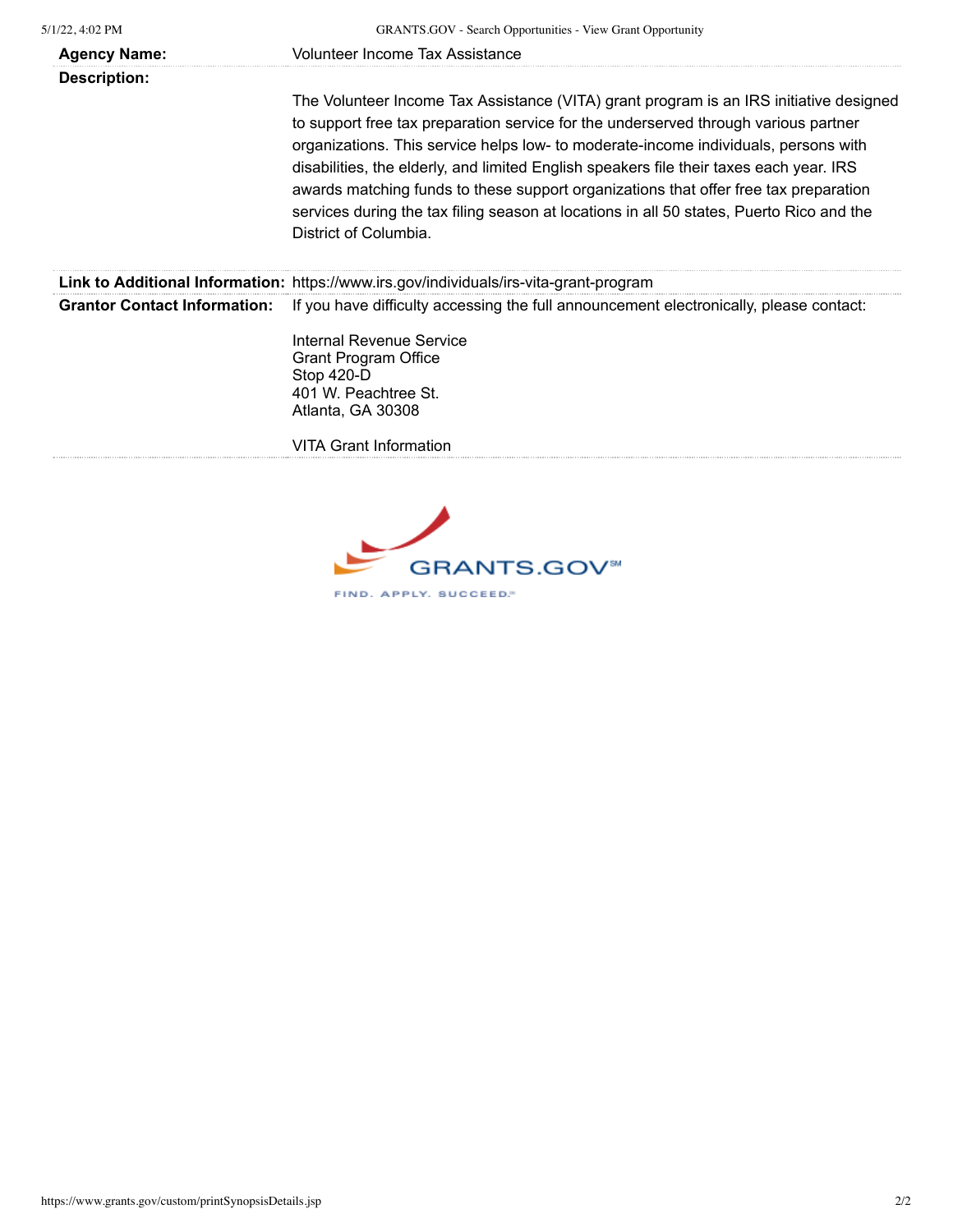| | |
|---|---|
| **Agency Name:** | Volunteer Income Tax Assistance |
| **Description:** | The Volunteer Income Tax Assistance (VITA) grant program is an IRS initiative designed to support free tax preparation service for the underserved through various partner organizations. This service helps low- to moderate-income individuals, persons with disabilities, the elderly, and limited English speakers file their taxes each year. IRS awards matching funds to these support organizations that offer free tax preparation services during the tax filing season at locations in all 50 states, Puerto Rico and the District of Columbia. |
| **Link to Additional Information:** | https://www.irs.gov/individuals/irs-vita-grant-program |
| **Grantor Contact Information:** | If you have difficulty accessing the full announcement electronically, please contact:<br><br>Internal Revenue Service<br>Grant Program Office<br>Stop 420-D<br>401 W. Peachtree St.<br>Atlanta, GA 30308<br><br>VITA Grant Information |

GRANTS.GOV[SM]

FIND. APPLY. SUCCEED.[SM]